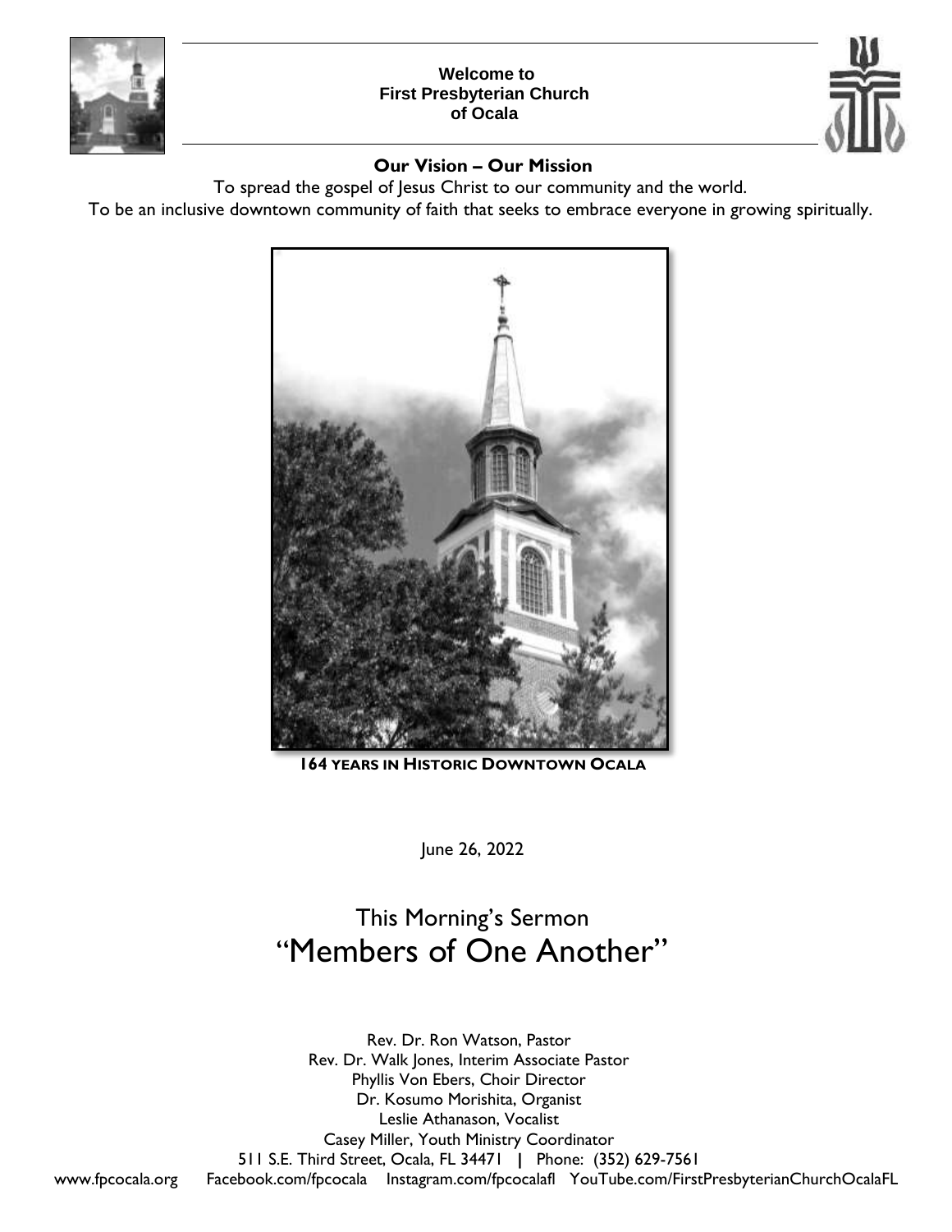**Welcome to**
**First Presbyterian Church**
**of Ocala**

## Our Vision – Our Mission

To spread the gospel of Jesus Christ to our community and the world.
To be an inclusive downtown community of faith that seeks to embrace everyone in growing spiritually.

**164 YEARS IN HISTORIC DOWNTOWN OCALA**

June 26, 2022

# This Morning's Sermon
# "Members of One Another"

Rev. Dr. Ron Watson, Pastor
Rev. Dr. Walk Jones, Interim Associate Pastor
Phyllis Von Ebers, Choir Director
Dr. Kosumo Morishita, Organist
Leslie Athanason, Vocalist
Casey Miller, Youth Ministry Coordinator
511 S.E. Third Street, Ocala, FL 34471 | Phone: (352) 629-7561
www.fpcocala.org Facebook.com/fpcocala Instagram.com/fpcocalafl YouTube.com/FirstPresbyterianChurchOcalaFL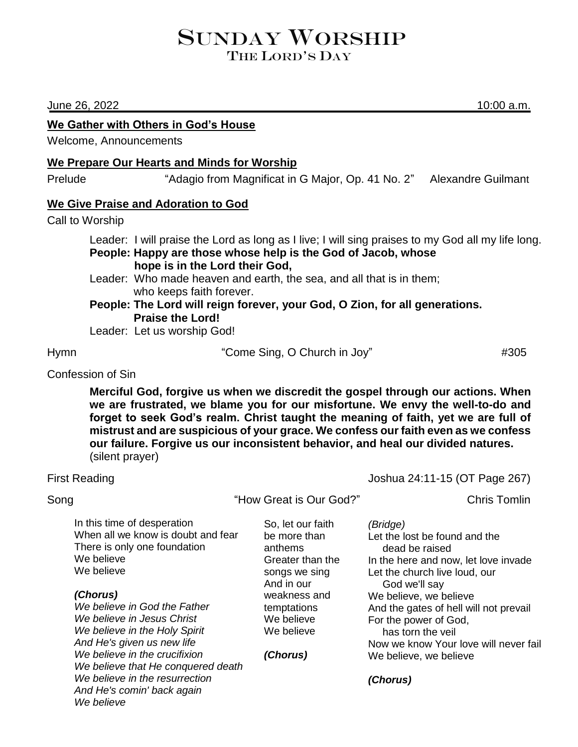# Sunday Worship

## The Lord's Day

June 26, 2022 10:00 a.m.

**We Gather with Others in God's House**

Welcome, Announcements

**We Prepare Our Hearts and Minds for Worship**

Prelude "Adagio from Magnificat in G Major, Op. 41 No. 2" Alexandre Guilmant

**We Give Praise and Adoration to God**

Call to Worship

Leader: I will praise the Lord as long as I live; I will sing praises to my God all my life long.
**People: Happy are those whose help is the God of Jacob, whose hope is in the Lord their God,**
Leader: Who made heaven and earth, the sea, and all that is in them; who keeps faith forever.
**People: The Lord will reign forever, your God, O Zion, for all generations. Praise the Lord!**
Leader: Let us worship God!

Hymn "Come Sing, O Church in Joy" #305

Confession of Sin

**Merciful God, forgive us when we discredit the gospel through our actions. When we are frustrated, we blame you for our misfortune. We envy the well-to-do and forget to seek God's realm. Christ taught the meaning of faith, yet we are full of mistrust and are suspicious of your grace. We confess our faith even as we confess our failure. Forgive us our inconsistent behavior, and heal our divided natures.**
(silent prayer)

First Reading Joshua 24:11-15 (OT Page 267)

Song "How Great is Our God?" Chris Tomlin

In this time of desperation
When all we know is doubt and fear
There is only one foundation
We believe
We believe

***(Chorus)***
*We believe in God the Father*
*We believe in Jesus Christ*
*We believe in the Holy Spirit*
*And He's given us new life*
*We believe in the crucifixion*
*We believe that He conquered death*
*We believe in the resurrection*
*And He's comin' back again*
*We believe*

So, let our faith be more than anthems
Greater than the songs we sing
And in our weakness and temptations
We believe
We believe

***(Chorus)***

*(Bridge)*
Let the lost be found and the dead be raised
In the here and now, let love invade
Let the church live loud, our God we'll say
We believe, we believe
And the gates of hell will not prevail
For the power of God, has torn the veil
Now we know Your love will never fail
We believe, we believe

***(Chorus)***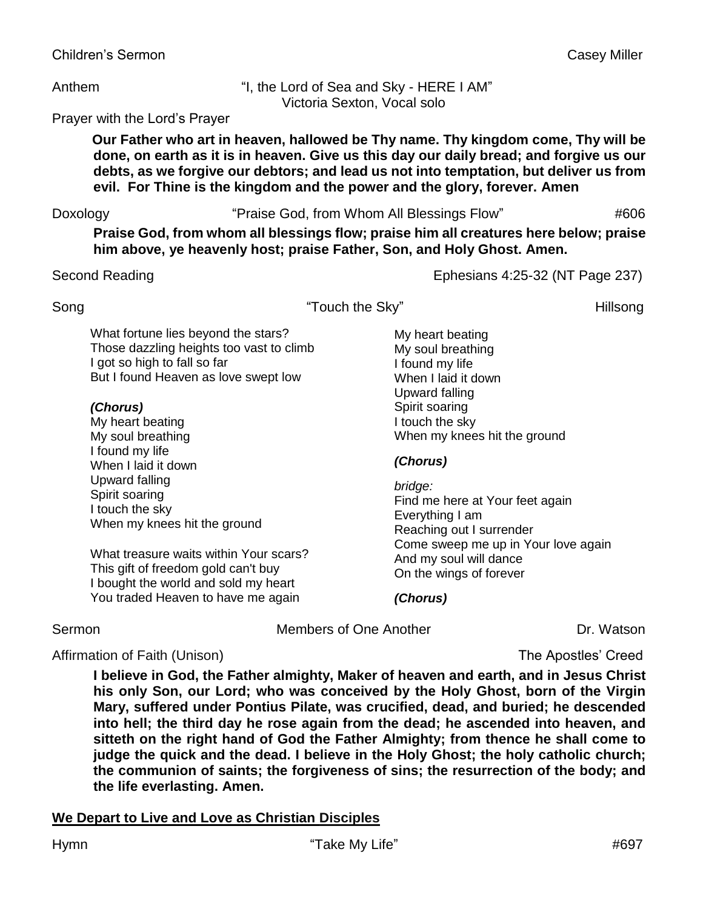Children's Sermon Casey Miller

Anthem "I, the Lord of Sea and Sky - HERE I AM"
Victoria Sexton, Vocal solo

Prayer with the Lord's Prayer

**Our Father who art in heaven, hallowed be Thy name. Thy kingdom come, Thy will be done, on earth as it is in heaven. Give us this day our daily bread; and forgive us our debts, as we forgive our debtors; and lead us not into temptation, but deliver us from evil. For Thine is the kingdom and the power and the glory, forever. Amen**

Doxology "Praise God, from Whom All Blessings Flow" #606

**Praise God, from whom all blessings flow; praise him all creatures here below; praise him above, ye heavenly host; praise Father, Son, and Holy Ghost. Amen.**

Second Reading Ephesians 4:25-32 (NT Page 237)

Song "Touch the Sky" Hillsong

What fortune lies beyond the stars?
Those dazzling heights too vast to climb
I got so high to fall so far
But I found Heaven as love swept low

***(Chorus)***
My heart beating
My soul breathing
I found my life
When I laid it down
Upward falling
Spirit soaring
I touch the sky
When my knees hit the ground

What treasure waits within Your scars?
This gift of freedom gold can't buy
I bought the world and sold my heart
You traded Heaven to have me again

My heart beating
My soul breathing
I found my life
When I laid it down
Upward falling
Spirit soaring
I touch the sky
When my knees hit the ground

***(Chorus)***

*bridge:*
Find me here at Your feet again
Everything I am
Reaching out I surrender
Come sweep me up in Your love again
And my soul will dance
On the wings of forever

***(Chorus)***

Sermon Members of One Another Dr. Watson

Affirmation of Faith (Unison) The Apostles' Creed

**I believe in God, the Father almighty, Maker of heaven and earth, and in Jesus Christ his only Son, our Lord; who was conceived by the Holy Ghost, born of the Virgin Mary, suffered under Pontius Pilate, was crucified, dead, and buried; he descended into hell; the third day he rose again from the dead; he ascended into heaven, and sitteth on the right hand of God the Father Almighty; from thence he shall come to judge the quick and the dead. I believe in the Holy Ghost; the holy catholic church; the communion of saints; the forgiveness of sins; the resurrection of the body; and the life everlasting. Amen.**

## We Depart to Live and Love as Christian Disciples

Hymn "Take My Life" #697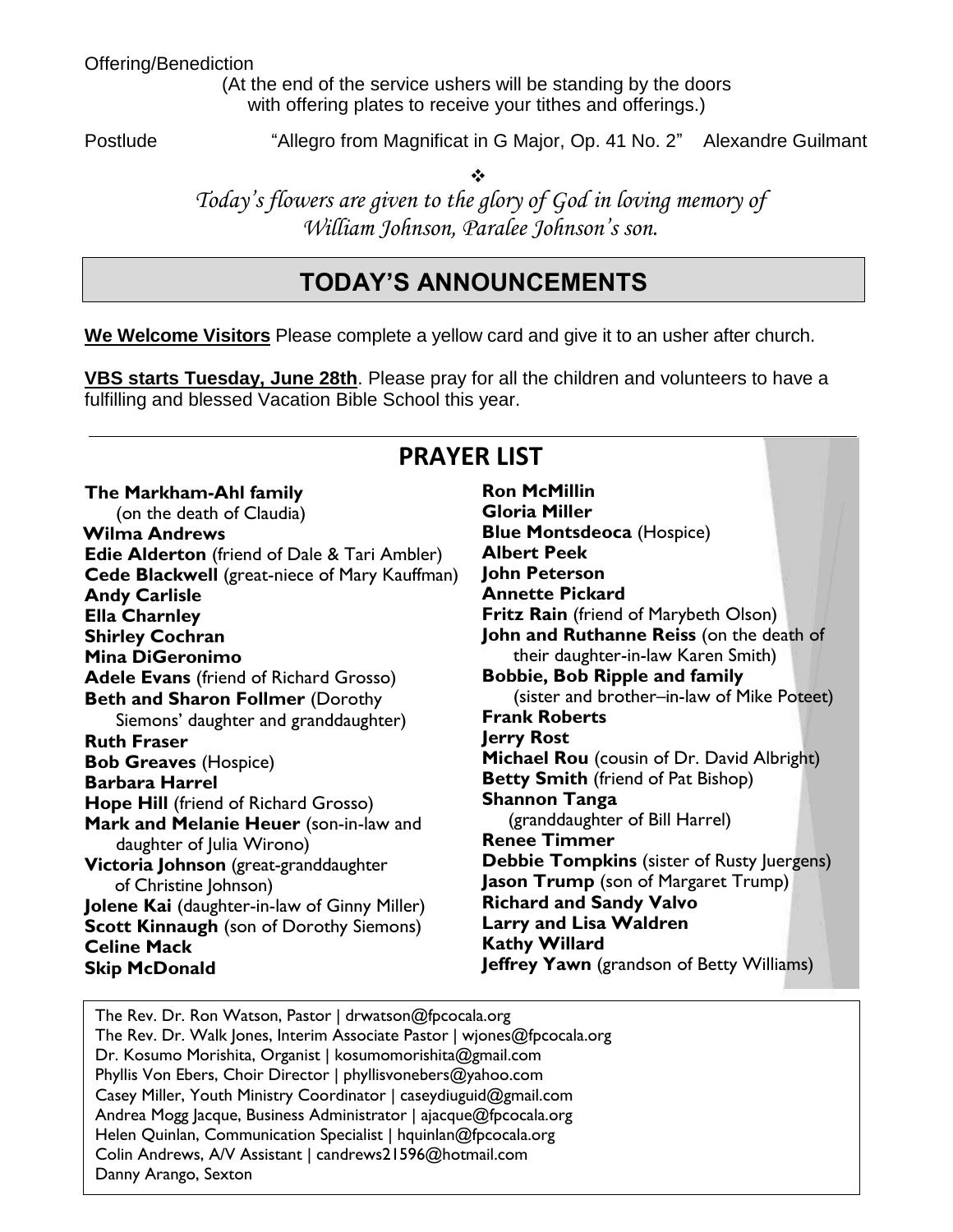Offering/Benediction

(At the end of the service ushers will be standing by the doors with offering plates to receive your tithes and offerings.)

Postlude "Allegro from Magnificat in G Major, Op. 41 No. 2" Alexandre Guilmant

❖

*Today's flowers are given to the glory of God in loving memory of William Johnson, Paralee Johnson's son.*

## TODAY'S ANNOUNCEMENTS

**We Welcome Visitors** Please complete a yellow card and give it to an usher after church.

**VBS starts Tuesday, June 28th**. Please pray for all the children and volunteers to have a fulfilling and blessed Vacation Bible School this year.

## PRAYER LIST

**The Markham-Ahl family** (on the death of Claudia)
**Wilma Andrews**
**Edie Alderton** (friend of Dale & Tari Ambler)
**Cede Blackwell** (great-niece of Mary Kauffman)
**Andy Carlisle**
**Ella Charnley**
**Shirley Cochran**
**Mina DiGeronimo**
**Adele Evans** (friend of Richard Grosso)
**Beth and Sharon Follmer** (Dorothy Siemons' daughter and granddaughter)
**Ruth Fraser**
**Bob Greaves** (Hospice)
**Barbara Harrel**
**Hope Hill** (friend of Richard Grosso)
**Mark and Melanie Heuer** (son-in-law and daughter of Julia Wirono)
**Victoria Johnson** (great-granddaughter of Christine Johnson)
**Jolene Kai** (daughter-in-law of Ginny Miller)
**Scott Kinnaugh** (son of Dorothy Siemons)
**Celine Mack**
**Skip McDonald**
**Ron McMillin**
**Gloria Miller**
**Blue Montsdeoca** (Hospice)
**Albert Peek**
**John Peterson**
**Annette Pickard**
**Fritz Rain** (friend of Marybeth Olson)
**John and Ruthanne Reiss** (on the death of their daughter-in-law Karen Smith)
**Bobbie, Bob Ripple and family** (sister and brother–in-law of Mike Poteet)
**Frank Roberts**
**Jerry Rost**
**Michael Rou** (cousin of Dr. David Albright)
**Betty Smith** (friend of Pat Bishop)
**Shannon Tanga** (granddaughter of Bill Harrel)
**Renee Timmer**
**Debbie Tompkins** (sister of Rusty Juergens)
**Jason Trump** (son of Margaret Trump)
**Richard and Sandy Valvo**
**Larry and Lisa Waldren**
**Kathy Willard**
**Jeffrey Yawn** (grandson of Betty Williams)

The Rev. Dr. Ron Watson, Pastor | drwatson@fpcocala.org
The Rev. Dr. Walk Jones, Interim Associate Pastor | wjones@fpcocala.org
Dr. Kosumo Morishita, Organist | kosumomorishita@gmail.com
Phyllis Von Ebers, Choir Director | phyllisvonebers@yahoo.com
Casey Miller, Youth Ministry Coordinator | caseydiuguid@gmail.com
Andrea Mogg Jacque, Business Administrator | ajacque@fpcocala.org
Helen Quinlan, Communication Specialist | hquinlan@fpcocala.org
Colin Andrews, A/V Assistant | candrews21596@hotmail.com
Danny Arango, Sexton